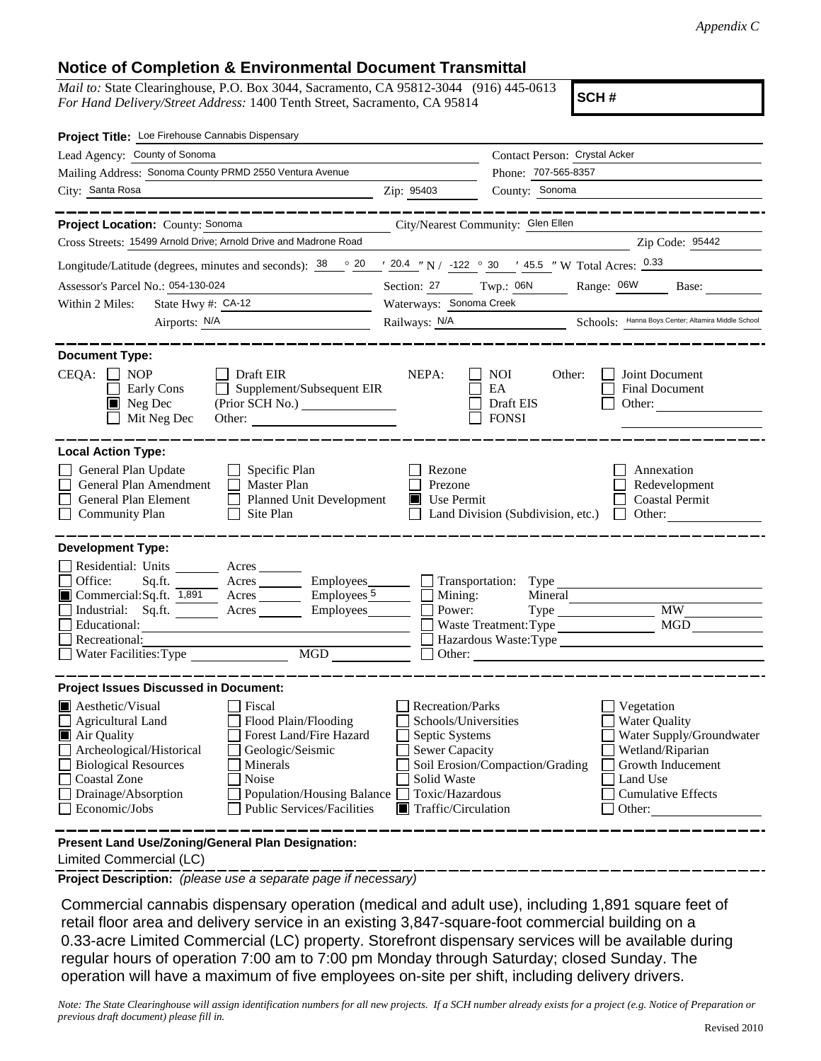*Appendix C*

## Notice of Completion & Environmental Document Transmittal

*Mail to:* State Clearinghouse, P.O. Box 3044, Sacramento, CA 95812-3044 (916) 445-0613
*For Hand Delivery/Street Address:* 1400 Tenth Street, Sacramento, CA 95814

**SCH #**

**Project Title:** Loe Firehouse Cannabis Dispensary

Lead Agency: County of Sonoma
Contact Person: Crystal Acker
Mailing Address: Sonoma County PRMD 2550 Ventura Avenue
Phone: 707-565-8357
City: Santa Rosa
Zip: 95403
County: Sonoma

**Project Location:** County: Sonoma
City/Nearest Community: Glen Ellen
Cross Streets: 15499 Arnold Drive; Arnold Drive and Madrone Road
Zip Code: 95442

Longitude/Latitude (degrees, minutes and seconds): 38 ° 20 ′ 20.4 ″ N / -122 ° 30 ′ 45.5 ″ W Total Acres: 0.33

Assessor's Parcel No.: 054-130-024
Section: 27 Twp.: 06N Range: 06W Base:

Within 2 Miles: State Hwy #: CA-12
Waterways: Sonoma Creek
Airports: N/A
Railways: N/A
Schools: Hanna Boys Center; Altamira Middle School

**Document Type:**

CEQA:
- ☐ NOP
- ☐ Early Cons
- ☒ Neg Dec
- ☐ Mit Neg Dec
- ☐ Draft EIR
- ☐ Supplement/Subsequent EIR (Prior SCH No.)
- Other:

NEPA:
- ☐ NOI
- ☐ EA
- ☐ Draft EIS
- ☐ FONSI

Other:
- ☐ Joint Document
- ☐ Final Document
- ☐ Other:

**Local Action Type:**

- ☐ General Plan Update
- ☐ General Plan Amendment
- ☐ General Plan Element
- ☐ Community Plan
- ☐ Specific Plan
- ☐ Master Plan
- ☐ Planned Unit Development
- ☐ Site Plan
- ☐ Rezone
- ☐ Prezone
- ☒ Use Permit
- ☐ Land Division (Subdivision, etc.)
- ☐ Annexation
- ☐ Redevelopment
- ☐ Coastal Permit
- ☐ Other:

**Development Type:**

- ☐ Residential: Units ___ Acres ___
- ☐ Office: Sq.ft. ___ Acres ___ Employees ___
- ☒ Commercial: Sq.ft. 1,891 Acres ___ Employees 5
- ☐ Industrial: Sq.ft. ___ Acres ___ Employees ___
- ☐ Educational:
- ☐ Recreational:
- ☐ Water Facilities: Type ___ MGD ___
- ☐ Transportation: Type
- ☐ Mining: Mineral
- ☐ Power: Type ___ MW ___
- ☐ Waste Treatment: Type ___ MGD ___
- ☐ Hazardous Waste: Type
- ☐ Other:

**Project Issues Discussed in Document:**

- ☒ Aesthetic/Visual
- ☐ Agricultural Land
- ☒ Air Quality
- ☐ Archeological/Historical
- ☐ Biological Resources
- ☐ Coastal Zone
- ☐ Drainage/Absorption
- ☐ Economic/Jobs
- ☐ Fiscal
- ☐ Flood Plain/Flooding
- ☐ Forest Land/Fire Hazard
- ☐ Geologic/Seismic
- ☐ Minerals
- ☐ Noise
- ☐ Population/Housing Balance
- ☐ Public Services/Facilities
- ☐ Recreation/Parks
- ☐ Schools/Universities
- ☐ Septic Systems
- ☐ Sewer Capacity
- ☐ Soil Erosion/Compaction/Grading
- ☐ Solid Waste
- ☐ Toxic/Hazardous
- ☒ Traffic/Circulation
- ☐ Vegetation
- ☐ Water Quality
- ☐ Water Supply/Groundwater
- ☐ Wetland/Riparian
- ☐ Growth Inducement
- ☐ Land Use
- ☐ Cumulative Effects
- ☐ Other:

**Present Land Use/Zoning/General Plan Designation:**

Limited Commercial (LC)

**Project Description:** *(please use a separate page if necessary)*

Commercial cannabis dispensary operation (medical and adult use), including 1,891 square feet of retail floor area and delivery service in an existing 3,847-square-foot commercial building on a 0.33-acre Limited Commercial (LC) property. Storefront dispensary services will be available during regular hours of operation 7:00 am to 7:00 pm Monday through Saturday; closed Sunday. The operation will have a maximum of five employees on-site per shift, including delivery drivers.

*Note: The State Clearinghouse will assign identification numbers for all new projects. If a SCH number already exists for a project (e.g. Notice of Preparation or previous draft document) please fill in.*

Revised 2010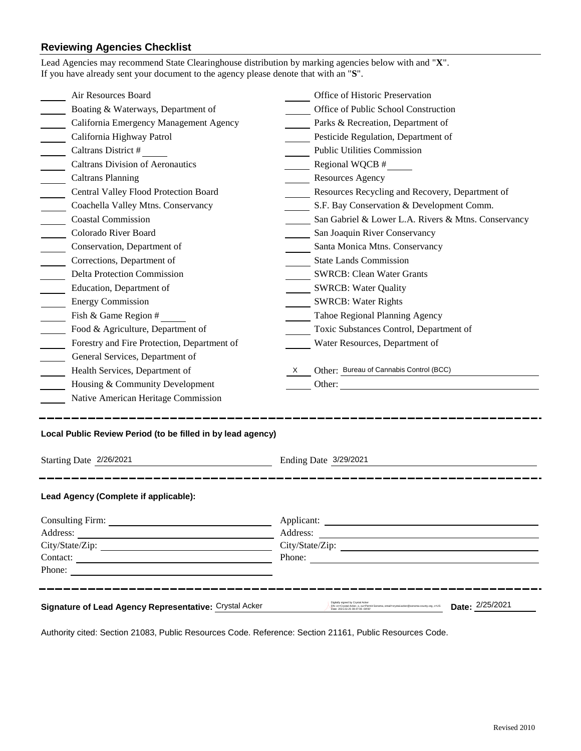## Reviewing Agencies Checklist

Lead Agencies may recommend State Clearinghouse distribution by marking agencies below with and "**X**".
If you have already sent your document to the agency please denote that with an "**S**".

| | | | |
|---|---|---|---|
| ____ | Air Resources Board | ____ | Office of Historic Preservation |
| ____ | Boating & Waterways, Department of | ____ | Office of Public School Construction |
| ____ | California Emergency Management Agency | ____ | Parks & Recreation, Department of |
| ____ | California Highway Patrol | ____ | Pesticide Regulation, Department of |
| ____ | Caltrans District # ____ | ____ | Public Utilities Commission |
| ____ | Caltrans Division of Aeronautics | ____ | Regional WQCB # ____ |
| ____ | Caltrans Planning | ____ | Resources Agency |
| ____ | Central Valley Flood Protection Board | ____ | Resources Recycling and Recovery, Department of |
| ____ | Coachella Valley Mtns. Conservancy | ____ | S.F. Bay Conservation & Development Comm. |
| ____ | Coastal Commission | ____ | San Gabriel & Lower L.A. Rivers & Mtns. Conservancy |
| ____ | Colorado River Board | ____ | San Joaquin River Conservancy |
| ____ | Conservation, Department of | ____ | Santa Monica Mtns. Conservancy |
| ____ | Corrections, Department of | ____ | State Lands Commission |
| ____ | Delta Protection Commission | ____ | SWRCB: Clean Water Grants |
| ____ | Education, Department of | ____ | SWRCB: Water Quality |
| ____ | Energy Commission | ____ | SWRCB: Water Rights |
| ____ | Fish & Game Region # ____ | ____ | Tahoe Regional Planning Agency |
| ____ | Food & Agriculture, Department of | ____ | Toxic Substances Control, Department of |
| ____ | Forestry and Fire Protection, Department of | ____ | Water Resources, Department of |
| ____ | General Services, Department of | | |
| ____ | Health Services, Department of | X | Other: Bureau of Cannabis Control (BCC) |
| ____ | Housing & Community Development | ____ | Other: ____ |
| ____ | Native American Heritage Commission | | |

---

**Local Public Review Period (to be filled in by lead agency)**

Starting Date 2/26/2021 Ending Date 3/29/2021

---

**Lead Agency (Complete if applicable):**

| | |
|---|---|
| Consulting Firm: | Applicant: |
| Address: | Address: |
| City/State/Zip: | City/State/Zip: |
| Contact: | Phone: |
| Phone: | |

---

**Signature of Lead Agency Representative:** Crystal Acker
Digitally signed by Crystal Acker
DN: cn=Crystal Acker, o, ou=Permit Sonoma, email=crystal.acker@sonoma-county.org, c=US
Date: 2021.02.25 09:47:06 -08'00'

**Date:** 2/25/2021

Authority cited: Section 21083, Public Resources Code. Reference: Section 21161, Public Resources Code.

Revised 2010